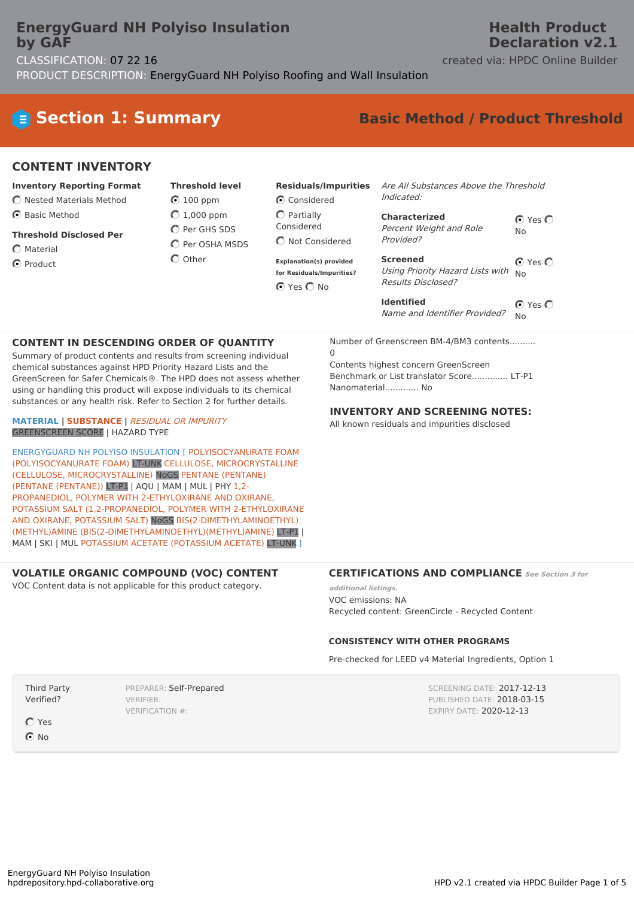# EnergyGuard NH Polyiso Insulation by GAF

**Health Product Declaration v2.1**

created via: HPDC Online Builder

CLASSIFICATION: 07 22 16

PRODUCT DESCRIPTION: EnergyGuard NH Polyiso Roofing and Wall Insulation

## Section 1: Summary

**Basic Method / Product Threshold**

### CONTENT INVENTORY

**Inventory Reporting Format**
- ○ Nested Materials Method
- ◉ Basic Method

**Threshold Disclosed Per**
- ○ Material
- ◉ Product

**Threshold level**
- ◉ 100 ppm
- ○ 1,000 ppm
- ○ Per GHS SDS
- ○ Per OSHA MSDS
- ○ Other

**Residuals/Impurities**
- ◉ Considered
- ○ Partially Considered
- ○ Not Considered

**Explanation(s) provided for Residuals/Impurities?**
◉ Yes ○ No

*Are All Substances Above the Threshold Indicated:*

**Characterized** *Percent Weight and Role Provided?* ◉ Yes ○ No

**Screened** *Using Priority Hazard Lists with Results Disclosed?* ◉ Yes ○ No

**Identified** *Name and Identifier Provided?* ◉ Yes ○ No

### CONTENT IN DESCENDING ORDER OF QUANTITY

Summary of product contents and results from screening individual chemical substances against HPD Priority Hazard Lists and the GreenScreen for Safer Chemicals®. The HPD does not assess whether using or handling this product will expose individuals to its chemical substances or any health risk. Refer to Section 2 for further details.

**MATERIAL** | **SUBSTANCE** | *RESIDUAL OR IMPURITY*
GREENSCREEN SCORE | HAZARD TYPE

ENERGYGUARD NH POLYISO INSULATION [ POLYISOCYANURATE FOAM (POLYISOCYANURATE FOAM) LT-UNK CELLULOSE, MICROCRYSTALLINE (CELLULOSE, MICROCRYSTALLINE) NoGS PENTANE (PENTANE) (PENTANE (PENTANE)) LT-P1 | AQU | MAM | MUL | PHY 1,2-PROPANEDIOL, POLYMER WITH 2-ETHYLOXIRANE AND OXIRANE, POTASSIUM SALT (1,2-PROPANEDIOL, POLYMER WITH 2-ETHYLOXIRANE AND OXIRANE, POTASSIUM SALT) NoGS BIS(2-DIMETHYLAMINOETHYL)(METHYL)AMINE (BIS(2-DIMETHYLAMINOETHYL)(METHYL)AMINE) LT-P1 | MAM | SKI | MUL POTASSIUM ACETATE (POTASSIUM ACETATE) LT-UNK ]

Number of Greenscreen BM-4/BM3 contents.......... 0

Contents highest concern GreenScreen Benchmark or List translator Score.............. LT-P1

Nanomaterial............. No

### INVENTORY AND SCREENING NOTES:

All known residuals and impurities disclosed

### VOLATILE ORGANIC COMPOUND (VOC) CONTENT

VOC Content data is not applicable for this product category.

### CERTIFICATIONS AND COMPLIANCE *See Section 3 for additional listings.*

VOC emissions: NA

Recycled content: GreenCircle - Recycled Content

#### CONSISTENCY WITH OTHER PROGRAMS

Pre-checked for LEED v4 Material Ingredients, Option 1

---

Third Party Verified?
- ○ Yes
- ◉ No

PREPARER: Self-Prepared
VERIFIER:
VERIFICATION #:

SCREENING DATE: 2017-12-13
PUBLISHED DATE: 2018-03-15
EXPIRY DATE: 2020-12-13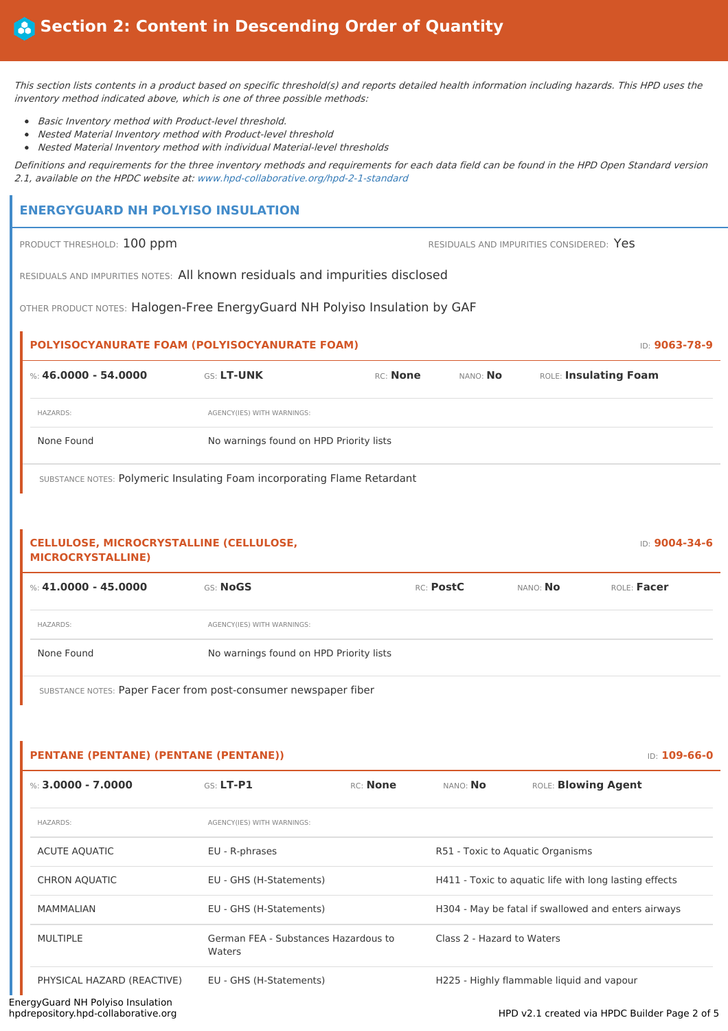## Section 2: Content in Descending Order of Quantity

*This section lists contents in a product based on specific threshold(s) and reports detailed health information including hazards. This HPD uses the inventory method indicated above, which is one of three possible methods:*

- *Basic Inventory method with Product-level threshold.*
- *Nested Material Inventory method with Product-level threshold*
- *Nested Material Inventory method with individual Material-level thresholds*

*Definitions and requirements for the three inventory methods and requirements for each data field can be found in the HPD Open Standard version 2.1, available on the HPDC website at: www.hpd-collaborative.org/hpd-2-1-standard*

### ENERGYGUARD NH POLYISO INSULATION

PRODUCT THRESHOLD: 100 ppm

RESIDUALS AND IMPURITIES CONSIDERED: Yes

RESIDUALS AND IMPURITIES NOTES: All known residuals and impurities disclosed

OTHER PRODUCT NOTES: Halogen-Free EnergyGuard NH Polyiso Insulation by GAF

#### POLYISOCYANURATE FOAM (POLYISOCYANURATE FOAM)

ID: **9063-78-9**

%: **46.0000 - 54.0000** GS: **LT-UNK** RC: **None** NANO: **No** ROLE: **Insulating Foam**

| HAZARDS: | AGENCY(IES) WITH WARNINGS: |
|---|---|
| None Found | No warnings found on HPD Priority lists |

SUBSTANCE NOTES: Polymeric Insulating Foam incorporating Flame Retardant

#### CELLULOSE, MICROCRYSTALLINE (CELLULOSE, MICROCRYSTALLINE)

ID: **9004-34-6**

%: **41.0000 - 45.0000** GS: **NoGS** RC: **PostC** NANO: **No** ROLE: **Facer**

| HAZARDS: | AGENCY(IES) WITH WARNINGS: |
|---|---|
| None Found | No warnings found on HPD Priority lists |

SUBSTANCE NOTES: Paper Facer from post-consumer newspaper fiber

#### PENTANE (PENTANE) (PENTANE (PENTANE))

ID: **109-66-0**

%: **3.0000 - 7.0000** GS: **LT-P1** RC: **None** NANO: **No** ROLE: **Blowing Agent**

| HAZARDS: | AGENCY(IES) WITH WARNINGS: | |
|---|---|---|
| ACUTE AQUATIC | EU - R-phrases | R51 - Toxic to Aquatic Organisms |
| CHRON AQUATIC | EU - GHS (H-Statements) | H411 - Toxic to aquatic life with long lasting effects |
| MAMMALIAN | EU - GHS (H-Statements) | H304 - May be fatal if swallowed and enters airways |
| MULTIPLE | German FEA - Substances Hazardous to Waters | Class 2 - Hazard to Waters |
| PHYSICAL HAZARD (REACTIVE) | EU - GHS (H-Statements) | H225 - Highly flammable liquid and vapour |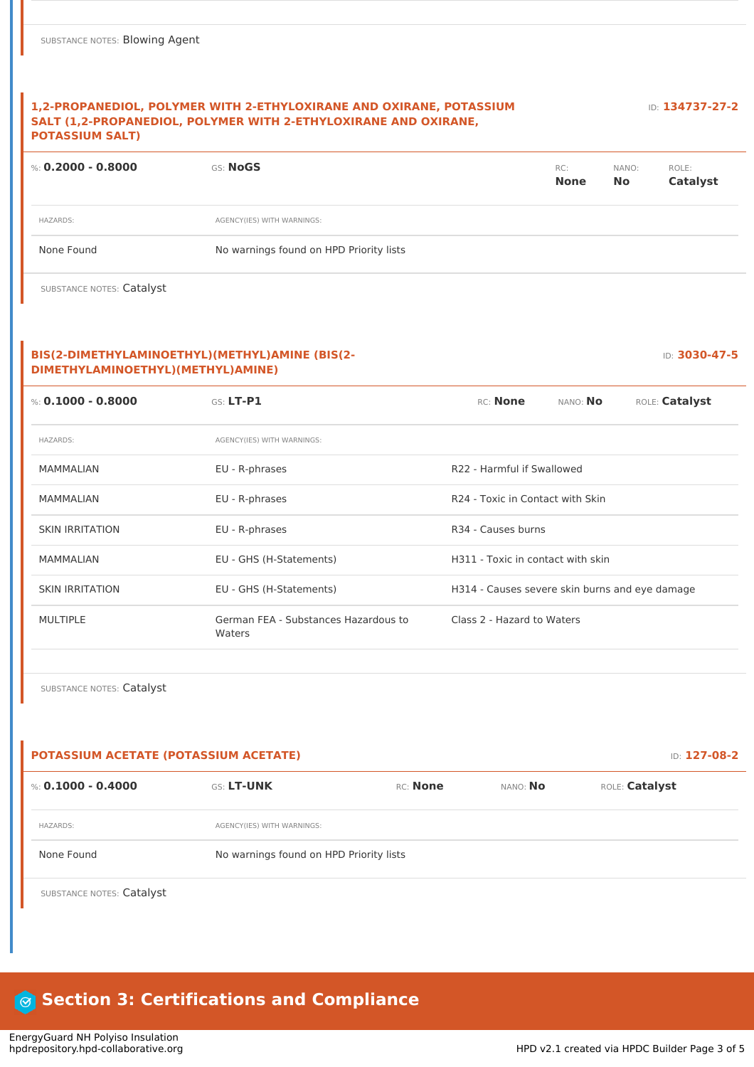SUBSTANCE NOTES: Blowing Agent

### 1,2-PROPANEDIOL, POLYMER WITH 2-ETHYLOXIRANE AND OXIRANE, POTASSIUM SALT (1,2-PROPANEDIOL, POLYMER WITH 2-ETHYLOXIRANE AND OXIRANE, POTASSIUM SALT)

ID: **134737-27-2**

%: **0.2000 - 0.8000** | GS: **NoGS** | RC: **None** | NANO: **No** | ROLE: **Catalyst**

| HAZARDS: | AGENCY(IES) WITH WARNINGS: |
|---|---|
| None Found | No warnings found on HPD Priority lists |

SUBSTANCE NOTES: Catalyst

### BIS(2-DIMETHYLAMINOETHYL)(METHYL)AMINE (BIS(2-DIMETHYLAMINOETHYL)(METHYL)AMINE)

ID: **3030-47-5**

%: **0.1000 - 0.8000** | GS: **LT-P1** | RC: **None** | NANO: **No** | ROLE: **Catalyst**

| HAZARDS: | AGENCY(IES) WITH WARNINGS: | |
|---|---|---|
| MAMMALIAN | EU - R-phrases | R22 - Harmful if Swallowed |
| MAMMALIAN | EU - R-phrases | R24 - Toxic in Contact with Skin |
| SKIN IRRITATION | EU - R-phrases | R34 - Causes burns |
| MAMMALIAN | EU - GHS (H-Statements) | H311 - Toxic in contact with skin |
| SKIN IRRITATION | EU - GHS (H-Statements) | H314 - Causes severe skin burns and eye damage |
| MULTIPLE | German FEA - Substances Hazardous to Waters | Class 2 - Hazard to Waters |

SUBSTANCE NOTES: Catalyst

### POTASSIUM ACETATE (POTASSIUM ACETATE)

ID: **127-08-2**

%: **0.1000 - 0.4000** | GS: **LT-UNK** | RC: **None** | NANO: **No** | ROLE: **Catalyst**

| HAZARDS: | AGENCY(IES) WITH WARNINGS: |
|---|---|
| None Found | No warnings found on HPD Priority lists |

SUBSTANCE NOTES: Catalyst

## Section 3: Certifications and Compliance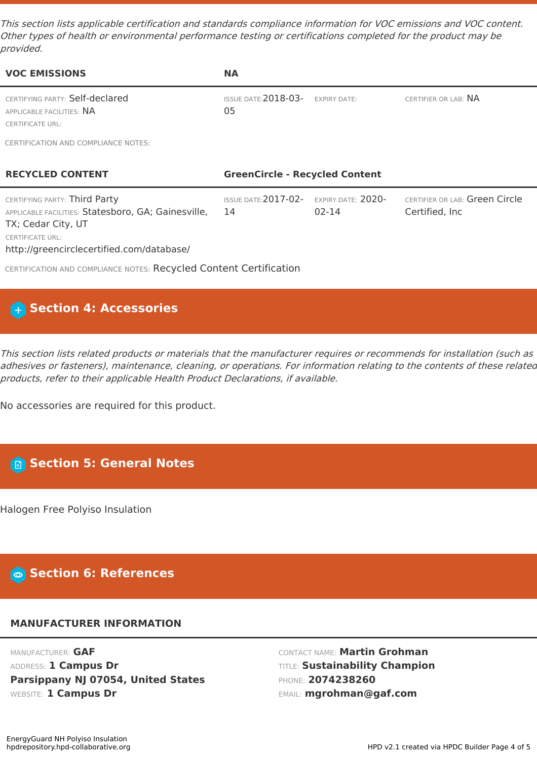*This section lists applicable certification and standards compliance information for VOC emissions and VOC content. Other types of health or environmental performance testing or certifications completed for the product may be provided.*

| VOC EMISSIONS | NA | | |
|---|---|---|---|
| CERTIFYING PARTY: Self-declared<br>APPLICABLE FACILITIES: NA<br>CERTIFICATE URL: | ISSUE DATE: 2018-03-05 | EXPIRY DATE: | CERTIFIER OR LAB: NA |

CERTIFICATION AND COMPLIANCE NOTES:

| RECYCLED CONTENT | GreenCircle - Recycled Content | | |
|---|---|---|---|
| CERTIFYING PARTY: Third Party<br>APPLICABLE FACILITIES: Statesboro, GA; Gainesville, TX; Cedar City, UT<br>CERTIFICATE URL:<br>http://greencirclecertified.com/database/ | ISSUE DATE: 2017-02-14 | EXPIRY DATE: 2020-02-14 | CERTIFIER OR LAB: Green Circle Certified, Inc |

CERTIFICATION AND COMPLIANCE NOTES: Recycled Content Certification

## Section 4: Accessories

*This section lists related products or materials that the manufacturer requires or recommends for installation (such as adhesives or fasteners), maintenance, cleaning, or operations. For information relating to the contents of these related products, refer to their applicable Health Product Declarations, if available.*

No accessories are required for this product.

## Section 5: General Notes

Halogen Free Polyiso Insulation

## Section 6: References

### MANUFACTURER INFORMATION

MANUFACTURER: **GAF**
ADDRESS: **1 Campus Dr**
**Parsippany NJ 07054, United States**
WEBSITE: **1 Campus Dr**

CONTACT NAME: **Martin Grohman**
TITLE: **Sustainability Champion**
PHONE: **2074238260**
EMAIL: **mgrohman@gaf.com**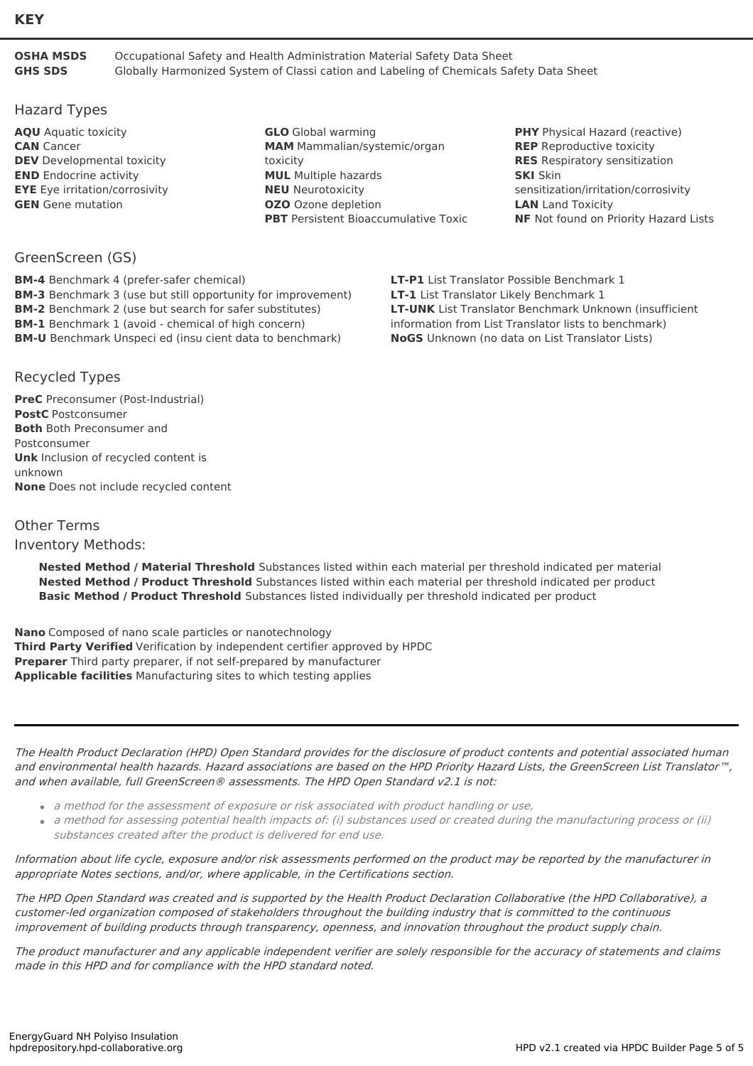## KEY

**OSHA MSDS** Occupational Safety and Health Administration Material Safety Data Sheet
**GHS SDS** Globally Harmonized System of Classi cation and Labeling of Chemicals Safety Data Sheet

### Hazard Types

**AQU** Aquatic toxicity
**CAN** Cancer
**DEV** Developmental toxicity
**END** Endocrine activity
**EYE** Eye irritation/corrosivity
**GEN** Gene mutation
**GLO** Global warming
**MAM** Mammalian/systemic/organ toxicity
**MUL** Multiple hazards
**NEU** Neurotoxicity
**OZO** Ozone depletion
**PBT** Persistent Bioaccumulative Toxic
**PHY** Physical Hazard (reactive)
**REP** Reproductive toxicity
**RES** Respiratory sensitization
**SKI** Skin sensitization/irritation/corrosivity
**LAN** Land Toxicity
**NF** Not found on Priority Hazard Lists

### GreenScreen (GS)

**BM-4** Benchmark 4 (prefer-safer chemical)
**BM-3** Benchmark 3 (use but still opportunity for improvement)
**BM-2** Benchmark 2 (use but search for safer substitutes)
**BM-1** Benchmark 1 (avoid - chemical of high concern)
**BM-U** Benchmark Unspeci ed (insu cient data to benchmark)
**LT-P1** List Translator Possible Benchmark 1
**LT-1** List Translator Likely Benchmark 1
**LT-UNK** List Translator Benchmark Unknown (insufficient information from List Translator lists to benchmark)
**NoGS** Unknown (no data on List Translator Lists)

### Recycled Types

**PreC** Preconsumer (Post-Industrial)
**PostC** Postconsumer
**Both** Both Preconsumer and Postconsumer
**Unk** Inclusion of recycled content is unknown
**None** Does not include recycled content

### Other Terms

Inventory Methods:

**Nested Method / Material Threshold** Substances listed within each material per threshold indicated per material
**Nested Method / Product Threshold** Substances listed within each material per threshold indicated per product
**Basic Method / Product Threshold** Substances listed individually per threshold indicated per product

**Nano** Composed of nano scale particles or nanotechnology
**Third Party Verified** Verification by independent certifier approved by HPDC
**Preparer** Third party preparer, if not self-prepared by manufacturer
**Applicable facilities** Manufacturing sites to which testing applies

---

*The Health Product Declaration (HPD) Open Standard provides for the disclosure of product contents and potential associated human and environmental health hazards. Hazard associations are based on the HPD Priority Hazard Lists, the GreenScreen List Translator™, and when available, full GreenScreen® assessments. The HPD Open Standard v2.1 is not:*

- *a method for the assessment of exposure or risk associated with product handling or use,*
- *a method for assessing potential health impacts of: (i) substances used or created during the manufacturing process or (ii) substances created after the product is delivered for end use.*

*Information about life cycle, exposure and/or risk assessments performed on the product may be reported by the manufacturer in appropriate Notes sections, and/or, where applicable, in the Certifications section.*

*The HPD Open Standard was created and is supported by the Health Product Declaration Collaborative (the HPD Collaborative), a customer-led organization composed of stakeholders throughout the building industry that is committed to the continuous improvement of building products through transparency, openness, and innovation throughout the product supply chain.*

*The product manufacturer and any applicable independent verifier are solely responsible for the accuracy of statements and claims made in this HPD and for compliance with the HPD standard noted.*